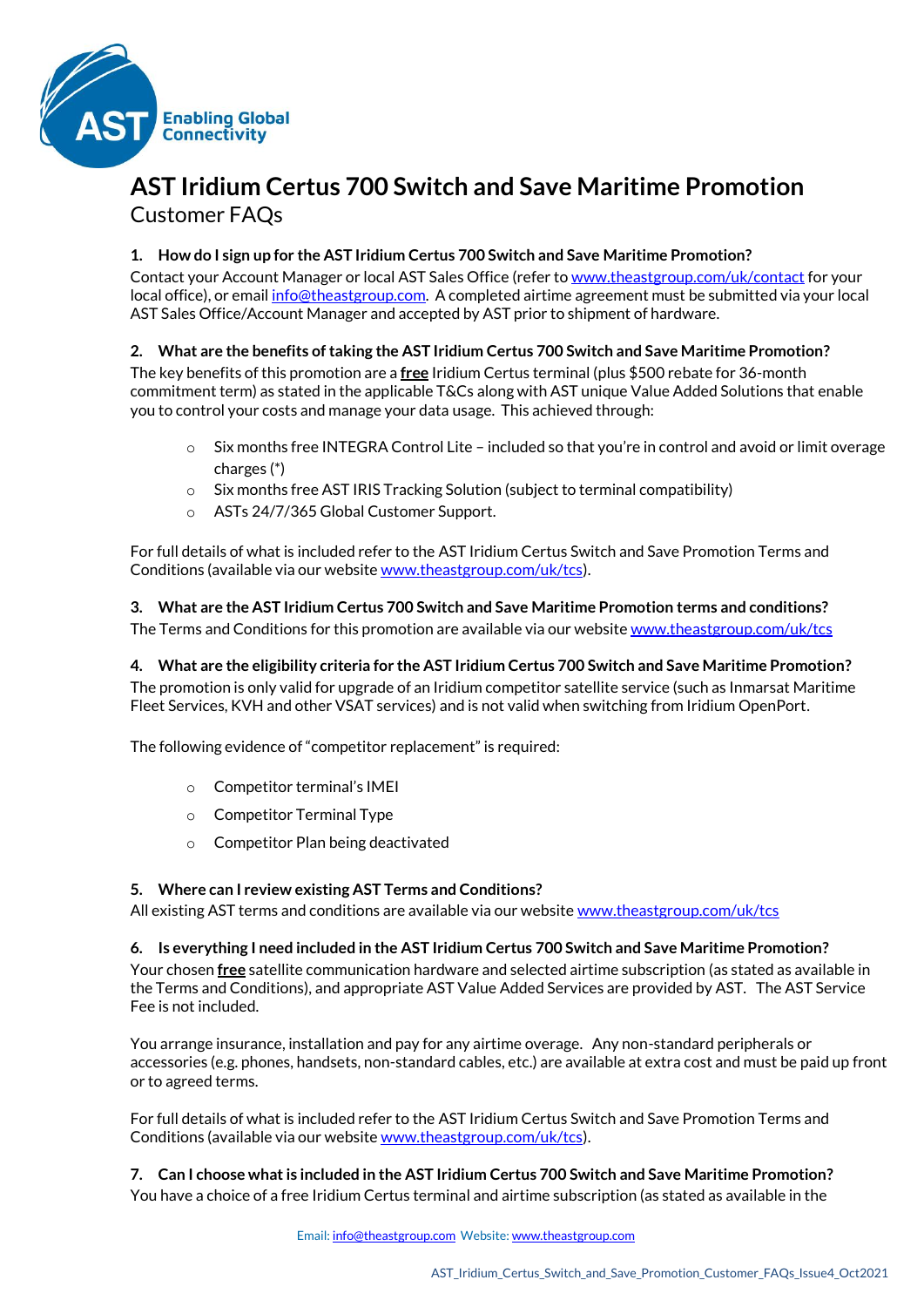# AST Iridium Certus 700 Switch and Save Maritime Promotion

## Customer FAQs

### 1. How do I sign up for the AST Iridium Certus 700 Switch and Save Maritime Promotion?

Contact your Account Manager or local AST Sales Office (refer to www.theastgroup.com/uk/contact for your local office), or email info@theastgroup.com. A completed airtime agreement must be submitted via your local AST Sales Office/Account Manager and accepted by AST prior to shipment of hardware.

### 2. What are the benefits of taking the AST Iridium Certus 700 Switch and Save Maritime Promotion?

The key benefits of this promotion are a **free** Iridium Certus terminal (plus $500 rebate for 36-month commitment term) as stated in the applicable T&Cs along with AST unique Value Added Solutions that enable you to control your costs and manage your data usage. This achieved through:

- Six months free INTEGRA Control Lite – included so that you're in control and avoid or limit overage charges (*)
- Six months free AST IRIS Tracking Solution (subject to terminal compatibility)
- ASTs 24/7/365 Global Customer Support.

For full details of what is included refer to the AST Iridium Certus Switch and Save Promotion Terms and Conditions (available via our website www.theastgroup.com/uk/tcs).

### 3. What are the AST Iridium Certus 700 Switch and Save Maritime Promotion terms and conditions?

The Terms and Conditions for this promotion are available via our website www.theastgroup.com/uk/tcs

### 4. What are the eligibility criteria for the AST Iridium Certus 700 Switch and Save Maritime Promotion?

The promotion is only valid for upgrade of an Iridium competitor satellite service (such as Inmarsat Maritime Fleet Services, KVH and other VSAT services) and is not valid when switching from Iridium OpenPort.

The following evidence of "competitor replacement" is required:

- Competitor terminal's IMEI
- Competitor Terminal Type
- Competitor Plan being deactivated

### 5. Where can I review existing AST Terms and Conditions?

All existing AST terms and conditions are available via our website www.theastgroup.com/uk/tcs

### 6. Is everything I need included in the AST Iridium Certus 700 Switch and Save Maritime Promotion?

Your chosen **free** satellite communication hardware and selected airtime subscription (as stated as available in the Terms and Conditions), and appropriate AST Value Added Services are provided by AST. The AST Service Fee is not included.

You arrange insurance, installation and pay for any airtime overage. Any non-standard peripherals or accessories (e.g. phones, handsets, non-standard cables, etc.) are available at extra cost and must be paid up front or to agreed terms.

For full details of what is included refer to the AST Iridium Certus Switch and Save Promotion Terms and Conditions (available via our website www.theastgroup.com/uk/tcs).

### 7. Can I choose what is included in the AST Iridium Certus 700 Switch and Save Maritime Promotion?

You have a choice of a free Iridium Certus terminal and airtime subscription (as stated as available in the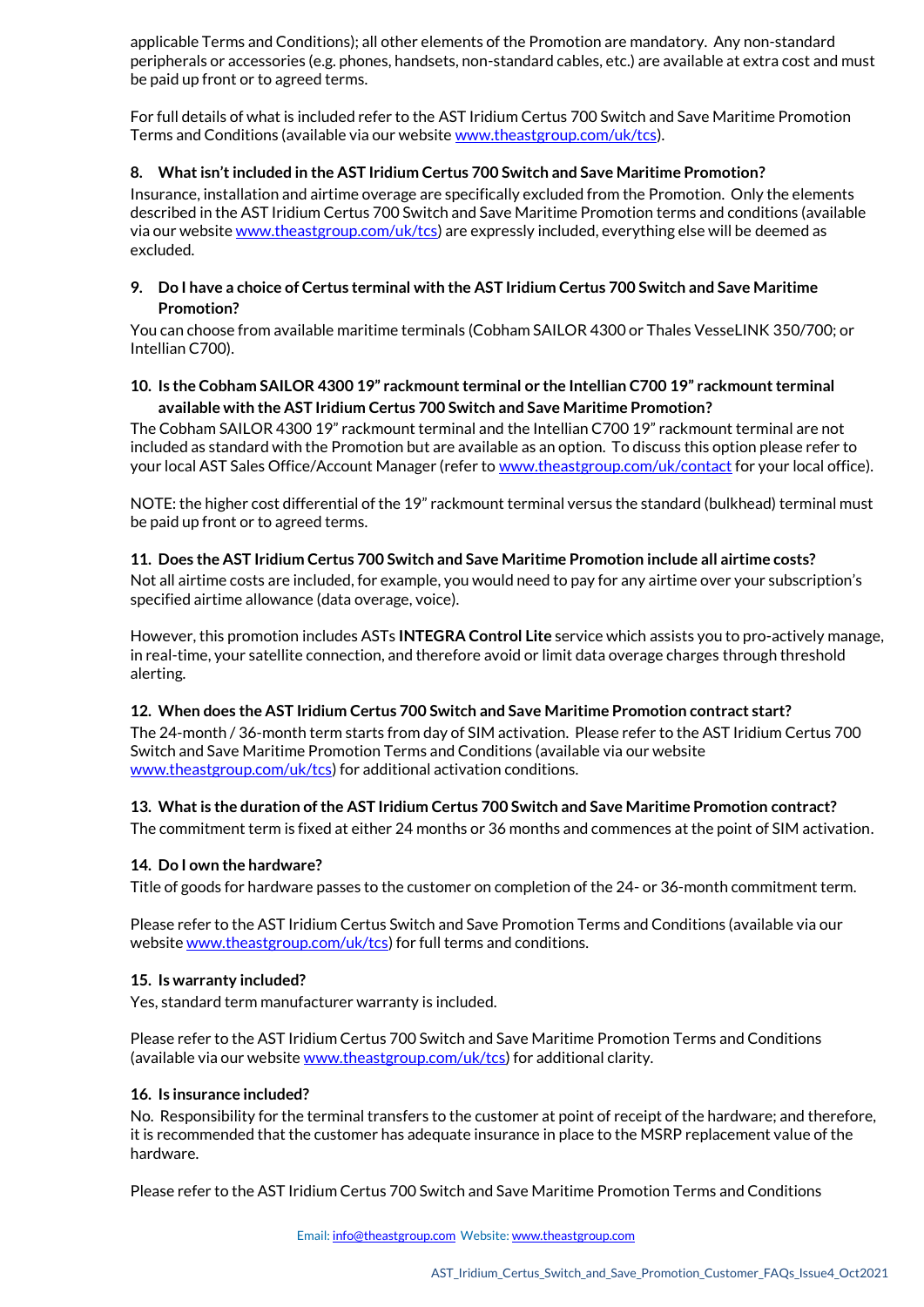applicable Terms and Conditions); all other elements of the Promotion are mandatory. Any non-standard peripherals or accessories (e.g. phones, handsets, non-standard cables, etc.) are available at extra cost and must be paid up front or to agreed terms.

For full details of what is included refer to the AST Iridium Certus 700 Switch and Save Maritime Promotion Terms and Conditions (available via our website www.theastgroup.com/uk/tcs).

### 8. What isn't included in the AST Iridium Certus 700 Switch and Save Maritime Promotion?

Insurance, installation and airtime overage are specifically excluded from the Promotion. Only the elements described in the AST Iridium Certus 700 Switch and Save Maritime Promotion terms and conditions (available via our website www.theastgroup.com/uk/tcs) are expressly included, everything else will be deemed as excluded.

### 9. Do I have a choice of Certus terminal with the AST Iridium Certus 700 Switch and Save Maritime Promotion?

You can choose from available maritime terminals (Cobham SAILOR 4300 or Thales VesseLINK 350/700; or Intellian C700).

### 10. Is the Cobham SAILOR 4300 19" rackmount terminal or the Intellian C700 19" rackmount terminal available with the AST Iridium Certus 700 Switch and Save Maritime Promotion?

The Cobham SAILOR 4300 19" rackmount terminal and the Intellian C700 19" rackmount terminal are not included as standard with the Promotion but are available as an option. To discuss this option please refer to your local AST Sales Office/Account Manager (refer to www.theastgroup.com/uk/contact for your local office).

NOTE: the higher cost differential of the 19" rackmount terminal versus the standard (bulkhead) terminal must be paid up front or to agreed terms.

### 11. Does the AST Iridium Certus 700 Switch and Save Maritime Promotion include all airtime costs?

Not all airtime costs are included, for example, you would need to pay for any airtime over your subscription's specified airtime allowance (data overage, voice).

However, this promotion includes ASTs **INTEGRA Control Lite** service which assists you to pro-actively manage, in real-time, your satellite connection, and therefore avoid or limit data overage charges through threshold alerting.

### 12. When does the AST Iridium Certus 700 Switch and Save Maritime Promotion contract start?

The 24-month / 36-month term starts from day of SIM activation. Please refer to the AST Iridium Certus 700 Switch and Save Maritime Promotion Terms and Conditions (available via our website www.theastgroup.com/uk/tcs) for additional activation conditions.

### 13. What is the duration of the AST Iridium Certus 700 Switch and Save Maritime Promotion contract?

The commitment term is fixed at either 24 months or 36 months and commences at the point of SIM activation.

### 14. Do I own the hardware?

Title of goods for hardware passes to the customer on completion of the 24- or 36-month commitment term.

Please refer to the AST Iridium Certus Switch and Save Promotion Terms and Conditions (available via our website www.theastgroup.com/uk/tcs) for full terms and conditions.

### 15. Is warranty included?

Yes, standard term manufacturer warranty is included.

Please refer to the AST Iridium Certus 700 Switch and Save Maritime Promotion Terms and Conditions (available via our website www.theastgroup.com/uk/tcs) for additional clarity.

### 16. Is insurance included?

No. Responsibility for the terminal transfers to the customer at point of receipt of the hardware; and therefore, it is recommended that the customer has adequate insurance in place to the MSRP replacement value of the hardware.

Please refer to the AST Iridium Certus 700 Switch and Save Maritime Promotion Terms and Conditions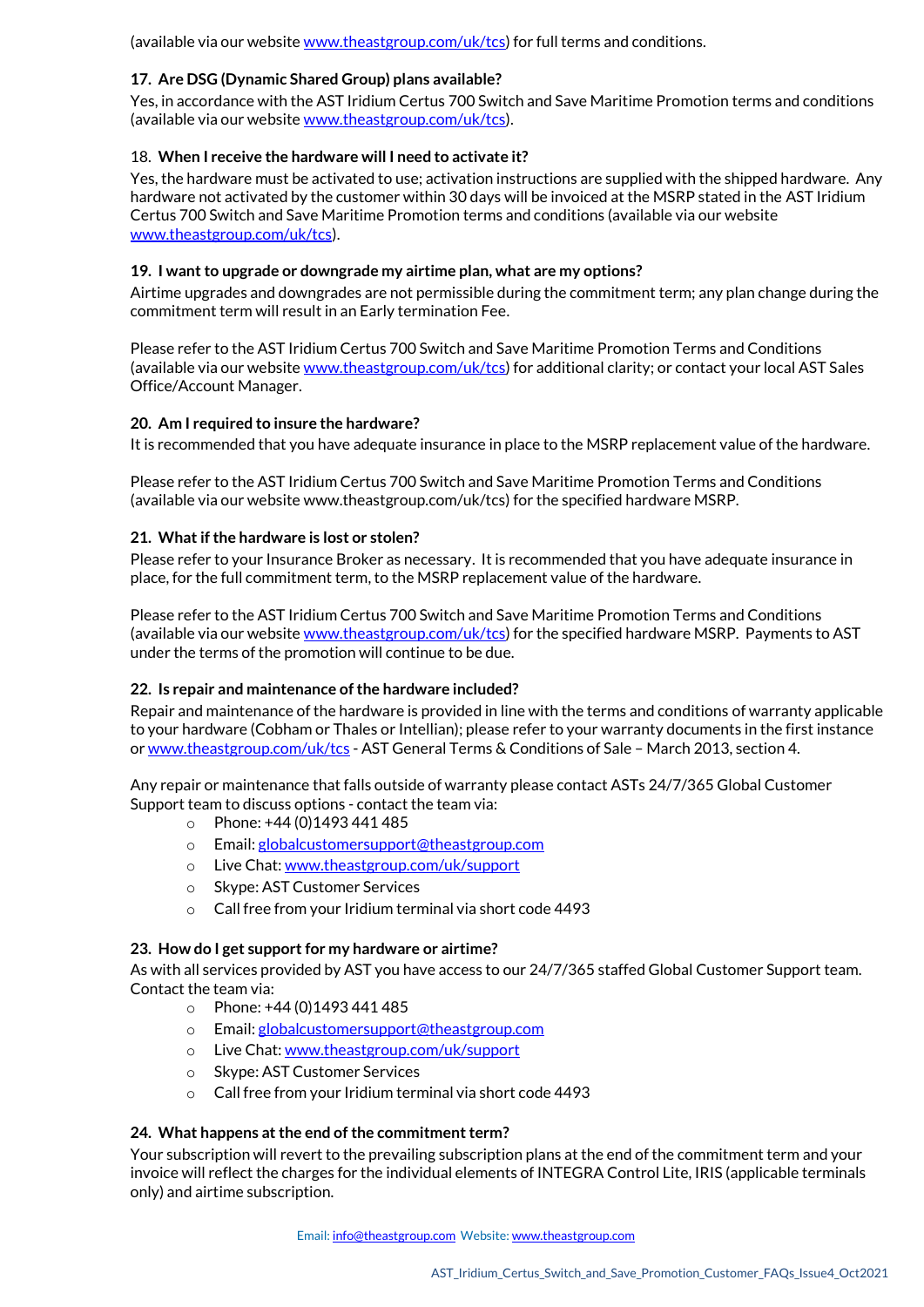(available via our website www.theastgroup.com/uk/tcs) for full terms and conditions.

### 17. Are DSG (Dynamic Shared Group) plans available?

Yes, in accordance with the AST Iridium Certus 700 Switch and Save Maritime Promotion terms and conditions (available via our website www.theastgroup.com/uk/tcs).

### 18. When I receive the hardware will I need to activate it?

Yes, the hardware must be activated to use; activation instructions are supplied with the shipped hardware. Any hardware not activated by the customer within 30 days will be invoiced at the MSRP stated in the AST Iridium Certus 700 Switch and Save Maritime Promotion terms and conditions (available via our website www.theastgroup.com/uk/tcs).

### 19. I want to upgrade or downgrade my airtime plan, what are my options?

Airtime upgrades and downgrades are not permissible during the commitment term; any plan change during the commitment term will result in an Early termination Fee.

Please refer to the AST Iridium Certus 700 Switch and Save Maritime Promotion Terms and Conditions (available via our website www.theastgroup.com/uk/tcs) for additional clarity; or contact your local AST Sales Office/Account Manager.

### 20. Am I required to insure the hardware?

It is recommended that you have adequate insurance in place to the MSRP replacement value of the hardware.

Please refer to the AST Iridium Certus 700 Switch and Save Maritime Promotion Terms and Conditions (available via our website www.theastgroup.com/uk/tcs) for the specified hardware MSRP.

### 21. What if the hardware is lost or stolen?

Please refer to your Insurance Broker as necessary. It is recommended that you have adequate insurance in place, for the full commitment term, to the MSRP replacement value of the hardware.

Please refer to the AST Iridium Certus 700 Switch and Save Maritime Promotion Terms and Conditions (available via our website www.theastgroup.com/uk/tcs) for the specified hardware MSRP. Payments to AST under the terms of the promotion will continue to be due.

### 22. Is repair and maintenance of the hardware included?

Repair and maintenance of the hardware is provided in line with the terms and conditions of warranty applicable to your hardware (Cobham or Thales or Intellian); please refer to your warranty documents in the first instance or www.theastgroup.com/uk/tcs - AST General Terms & Conditions of Sale – March 2013, section 4.

Any repair or maintenance that falls outside of warranty please contact ASTs 24/7/365 Global Customer Support team to discuss options - contact the team via:

- Phone: +44 (0)1493 441 485
- Email: globalcustomersupport@theastgroup.com
- Live Chat: www.theastgroup.com/uk/support
- Skype: AST Customer Services
- Call free from your Iridium terminal via short code 4493

### 23. How do I get support for my hardware or airtime?

As with all services provided by AST you have access to our 24/7/365 staffed Global Customer Support team. Contact the team via:

- Phone: +44 (0)1493 441 485
- Email: globalcustomersupport@theastgroup.com
- Live Chat: www.theastgroup.com/uk/support
- Skype: AST Customer Services
- Call free from your Iridium terminal via short code 4493

### 24. What happens at the end of the commitment term?

Your subscription will revert to the prevailing subscription plans at the end of the commitment term and your invoice will reflect the charges for the individual elements of INTEGRA Control Lite, IRIS (applicable terminals only) and airtime subscription.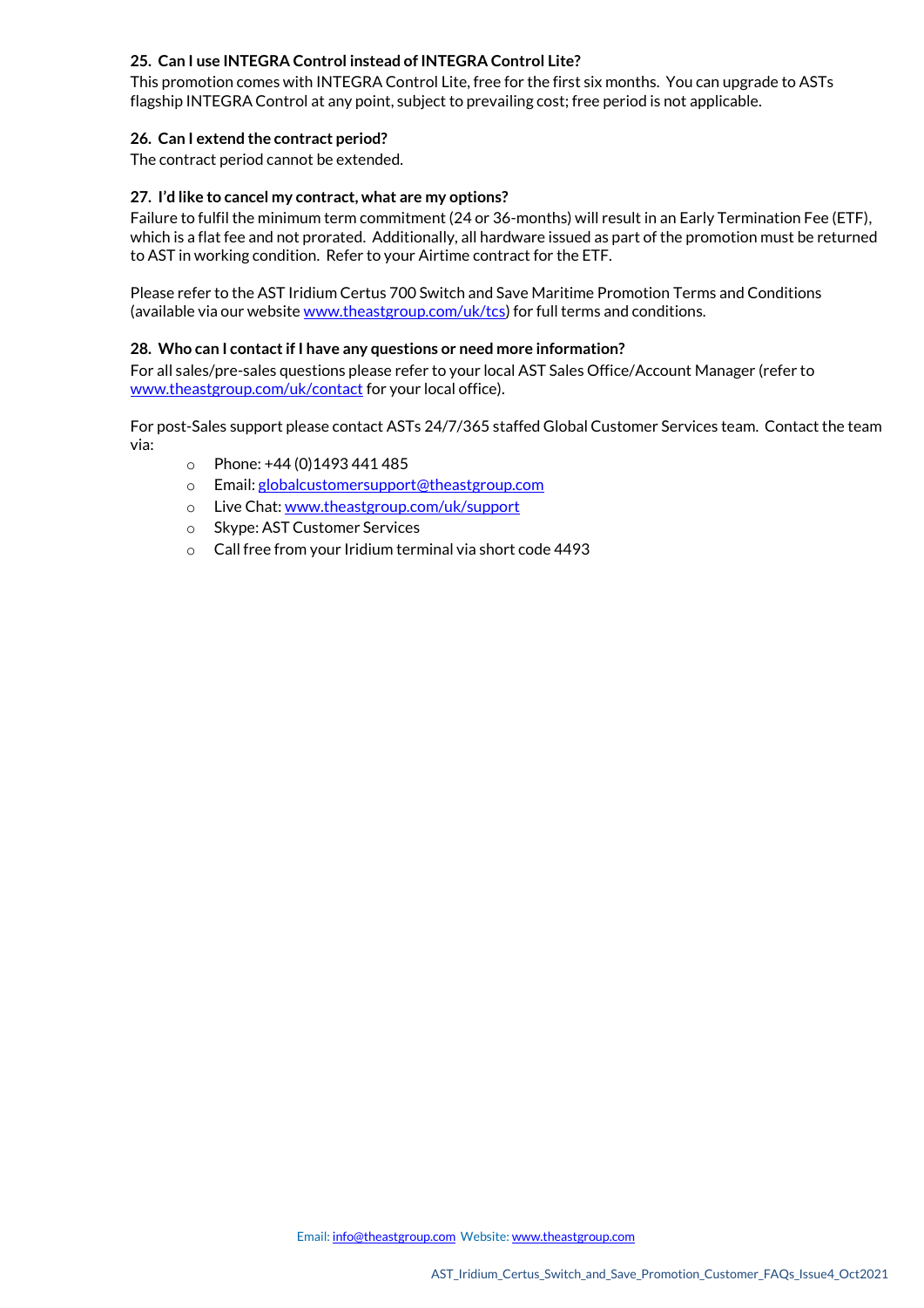**25. Can I use INTEGRA Control instead of INTEGRA Control Lite?**
This promotion comes with INTEGRA Control Lite, free for the first six months. You can upgrade to ASTs flagship INTEGRA Control at any point, subject to prevailing cost; free period is not applicable.

**26. Can I extend the contract period?**
The contract period cannot be extended.

**27. I'd like to cancel my contract, what are my options?**
Failure to fulfil the minimum term commitment (24 or 36-months) will result in an Early Termination Fee (ETF), which is a flat fee and not prorated. Additionally, all hardware issued as part of the promotion must be returned to AST in working condition. Refer to your Airtime contract for the ETF.

Please refer to the AST Iridium Certus 700 Switch and Save Maritime Promotion Terms and Conditions (available via our website www.theastgroup.com/uk/tcs) for full terms and conditions.

**28. Who can I contact if I have any questions or need more information?**
For all sales/pre-sales questions please refer to your local AST Sales Office/Account Manager (refer to www.theastgroup.com/uk/contact for your local office).

For post-Sales support please contact ASTs 24/7/365 staffed Global Customer Services team. Contact the team via:

- Phone: +44 (0)1493 441 485
- Email: globalcustomersupport@theastgroup.com
- Live Chat: www.theastgroup.com/uk/support
- Skype: AST Customer Services
- Call free from your Iridium terminal via short code 4493